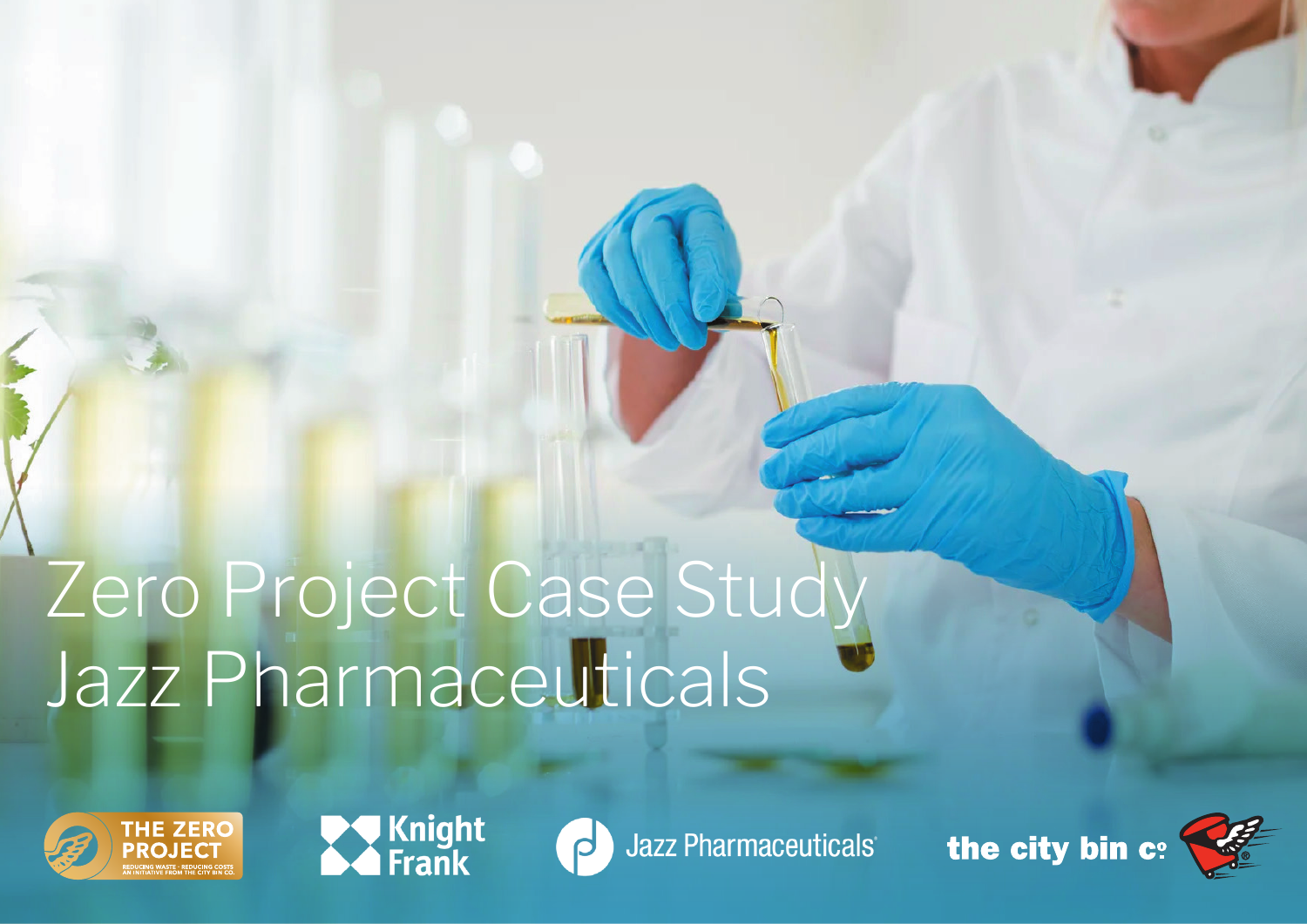# Zero Project Case Study Jazz Pharmaceuticals

THE ZERO PROJECT
REDUCING WASTE · REDUCING COSTS
AN INITIATIVE FROM THE CITY BIN CO.

Knight Frank

Jazz Pharmaceuticals

the city bin co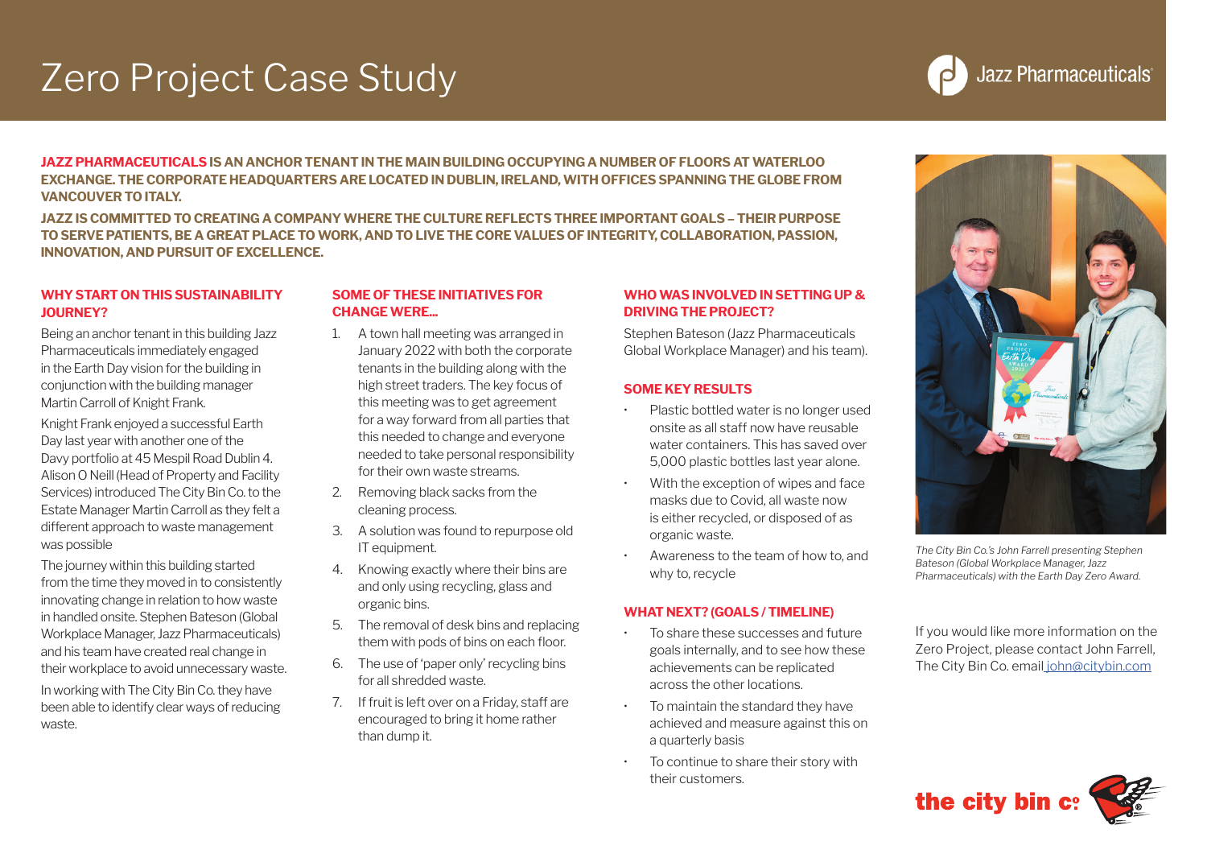# Zero Project Case Study

Jazz Pharmaceuticals

**JAZZ PHARMACEUTICALS IS AN ANCHOR TENANT IN THE MAIN BUILDING OCCUPYING A NUMBER OF FLOORS AT WATERLOO EXCHANGE. THE CORPORATE HEADQUARTERS ARE LOCATED IN DUBLIN, IRELAND, WITH OFFICES SPANNING THE GLOBE FROM VANCOUVER TO ITALY.**

**JAZZ IS COMMITTED TO CREATING A COMPANY WHERE THE CULTURE REFLECTS THREE IMPORTANT GOALS – THEIR PURPOSE TO SERVE PATIENTS, BE A GREAT PLACE TO WORK, AND TO LIVE THE CORE VALUES OF INTEGRITY, COLLABORATION, PASSION, INNOVATION, AND PURSUIT OF EXCELLENCE.**

### WHY START ON THIS SUSTAINABILITY JOURNEY?

Being an anchor tenant in this building Jazz Pharmaceuticals immediately engaged in the Earth Day vision for the building in conjunction with the building manager Martin Carroll of Knight Frank.

Knight Frank enjoyed a successful Earth Day last year with another one of the Davy portfolio at 45 Mespil Road Dublin 4. Alison O Neill (Head of Property and Facility Services) introduced The City Bin Co. to the Estate Manager Martin Carroll as they felt a different approach to waste management was possible

The journey within this building started from the time they moved in to consistently innovating change in relation to how waste in handled onsite. Stephen Bateson (Global Workplace Manager, Jazz Pharmaceuticals) and his team have created real change in their workplace to avoid unnecessary waste.

In working with The City Bin Co. they have been able to identify clear ways of reducing waste.

### SOME OF THESE INITIATIVES FOR CHANGE WERE...

1. A town hall meeting was arranged in January 2022 with both the corporate tenants in the building along with the high street traders. The key focus of this meeting was to get agreement for a way forward from all parties that this needed to change and everyone needed to take personal responsibility for their own waste streams.
2. Removing black sacks from the cleaning process.
3. A solution was found to repurpose old IT equipment.
4. Knowing exactly where their bins are and only using recycling, glass and organic bins.
5. The removal of desk bins and replacing them with pods of bins on each floor.
6. The use of 'paper only' recycling bins for all shredded waste.
7. If fruit is left over on a Friday, staff are encouraged to bring it home rather than dump it.

### WHO WAS INVOLVED IN SETTING UP & DRIVING THE PROJECT?

Stephen Bateson (Jazz Pharmaceuticals Global Workplace Manager and his team).

### SOME KEY RESULTS

- Plastic bottled water is no longer used onsite as all staff now have reusable water containers. This has saved over 5,000 plastic bottles last year alone.
- With the exception of wipes and face masks due to Covid, all waste now is either recycled, or disposed of as organic waste.
- Awareness to the team of how to, and why to, recycle

### WHAT NEXT? (GOALS / TIMELINE)

- To share these successes and future goals internally, and to see how these achievements can be replicated across the other locations.
- To maintain the standard they have achieved and measure against this on a quarterly basis
- To continue to share their story with their customers.

*The City Bin Co.'s John Farrell presenting Stephen Bateson (Global Workplace Manager, Jazz Pharmaceuticals) with the Earth Day Zero Award.*

If you would like more information on the Zero Project, please contact John Farrell, The City Bin Co. email john@citybin.com

the city bin co.